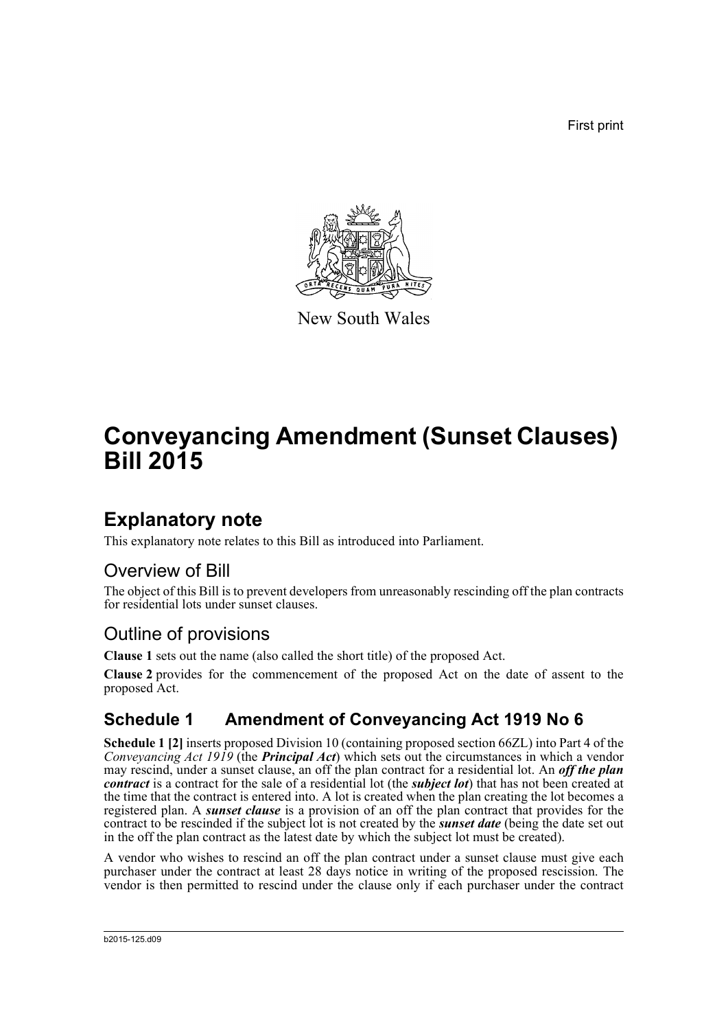First print

New South Wales

# Conveyancing Amendment (Sunset Clauses) Bill 2015

## Explanatory note

This explanatory note relates to this Bill as introduced into Parliament.

## Overview of Bill

The object of this Bill is to prevent developers from unreasonably rescinding off the plan contracts for residential lots under sunset clauses.

## Outline of provisions

**Clause 1** sets out the name (also called the short title) of the proposed Act.

**Clause 2** provides for the commencement of the proposed Act on the date of assent to the proposed Act.

### Schedule 1 Amendment of Conveyancing Act 1919 No 6

**Schedule 1 [2]** inserts proposed Division 10 (containing proposed section 66ZL) into Part 4 of the *Conveyancing Act 1919* (the ***Principal Act***) which sets out the circumstances in which a vendor may rescind, under a sunset clause, an off the plan contract for a residential lot. An ***off the plan contract*** is a contract for the sale of a residential lot (the ***subject lot***) that has not been created at the time that the contract is entered into. A lot is created when the plan creating the lot becomes a registered plan. A ***sunset clause*** is a provision of an off the plan contract that provides for the contract to be rescinded if the subject lot is not created by the ***sunset date*** (being the date set out in the off the plan contract as the latest date by which the subject lot must be created).

A vendor who wishes to rescind an off the plan contract under a sunset clause must give each purchaser under the contract at least 28 days notice in writing of the proposed rescission. The vendor is then permitted to rescind under the clause only if each purchaser under the contract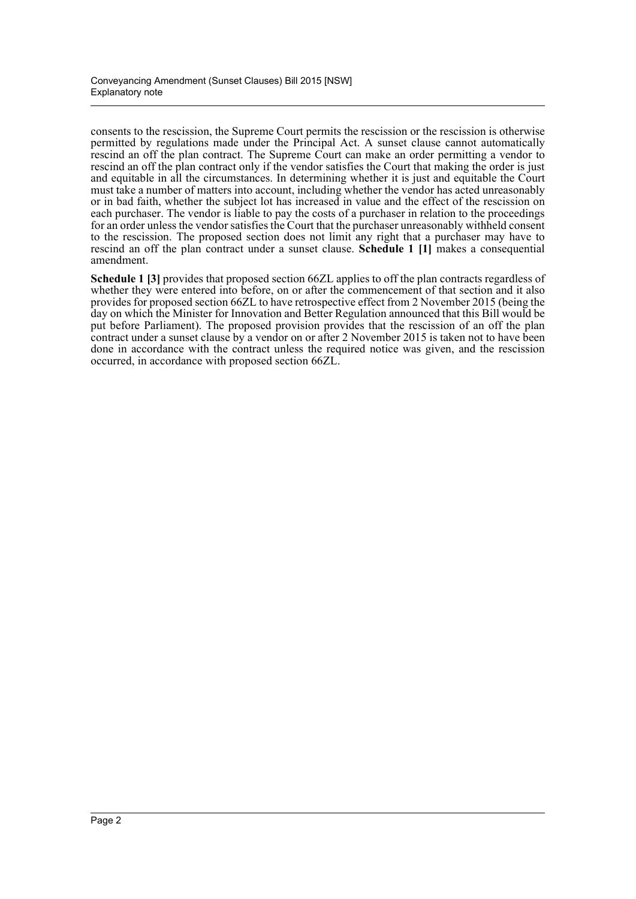consents to the rescission, the Supreme Court permits the rescission or the rescission is otherwise permitted by regulations made under the Principal Act. A sunset clause cannot automatically rescind an off the plan contract. The Supreme Court can make an order permitting a vendor to rescind an off the plan contract only if the vendor satisfies the Court that making the order is just and equitable in all the circumstances. In determining whether it is just and equitable the Court must take a number of matters into account, including whether the vendor has acted unreasonably or in bad faith, whether the subject lot has increased in value and the effect of the rescission on each purchaser. The vendor is liable to pay the costs of a purchaser in relation to the proceedings for an order unless the vendor satisfies the Court that the purchaser unreasonably withheld consent to the rescission. The proposed section does not limit any right that a purchaser may have to rescind an off the plan contract under a sunset clause. **Schedule 1 [1]** makes a consequential amendment.

**Schedule 1 [3]** provides that proposed section 66ZL applies to off the plan contracts regardless of whether they were entered into before, on or after the commencement of that section and it also provides for proposed section 66ZL to have retrospective effect from 2 November 2015 (being the day on which the Minister for Innovation and Better Regulation announced that this Bill would be put before Parliament). The proposed provision provides that the rescission of an off the plan contract under a sunset clause by a vendor on or after 2 November 2015 is taken not to have been done in accordance with the contract unless the required notice was given, and the rescission occurred, in accordance with proposed section 66ZL.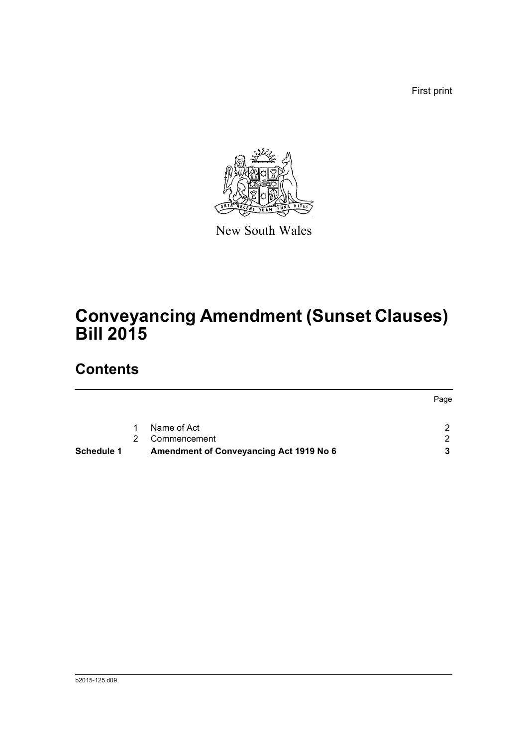First print

New South Wales

# Conveyancing Amendment (Sunset Clauses) Bill 2015

## Contents

| | | | Page |
|---|---|---|---|
| | 1 | Name of Act | 2 |
| | 2 | Commencement | 2 |
| **Schedule 1** | | **Amendment of Conveyancing Act 1919 No 6** | **3** |

b2015-125.d09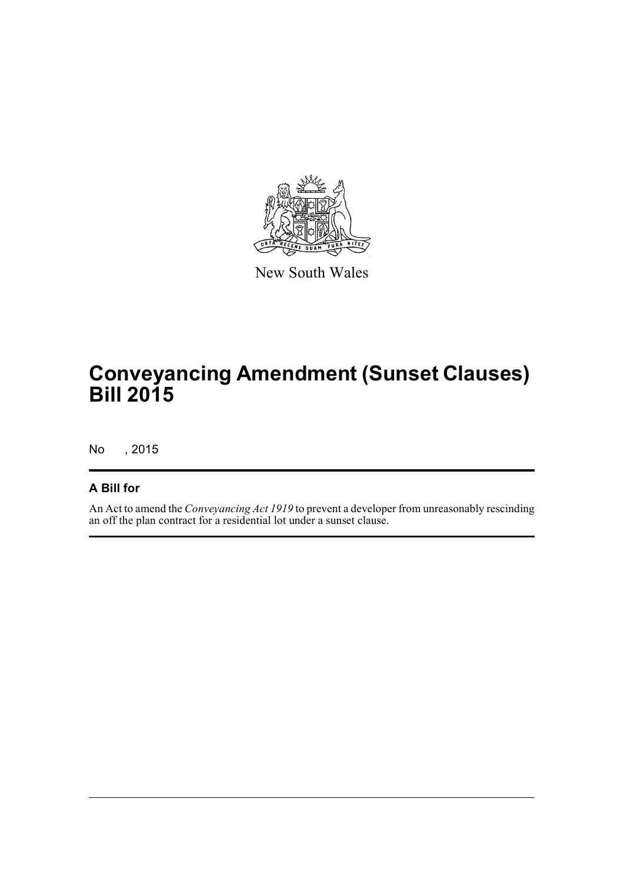New South Wales

# Conveyancing Amendment (Sunset Clauses) Bill 2015

No , 2015

## A Bill for

An Act to amend the *Conveyancing Act 1919* to prevent a developer from unreasonably rescinding an off the plan contract for a residential lot under a sunset clause.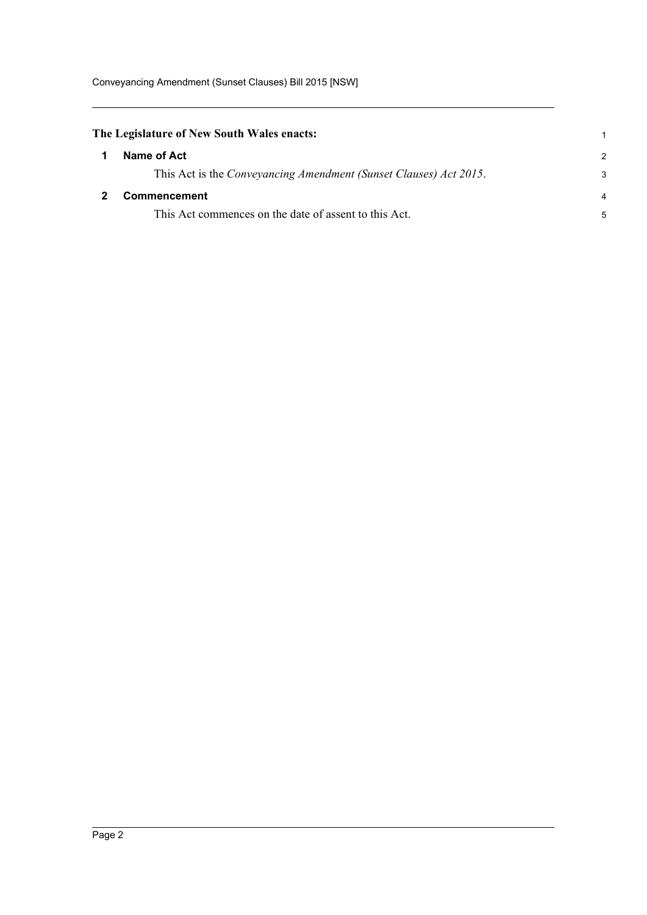**The Legislature of New South Wales enacts:**

## 1 Name of Act

This Act is the *Conveyancing Amendment (Sunset Clauses) Act 2015*.

## 2 Commencement

This Act commences on the date of assent to this Act.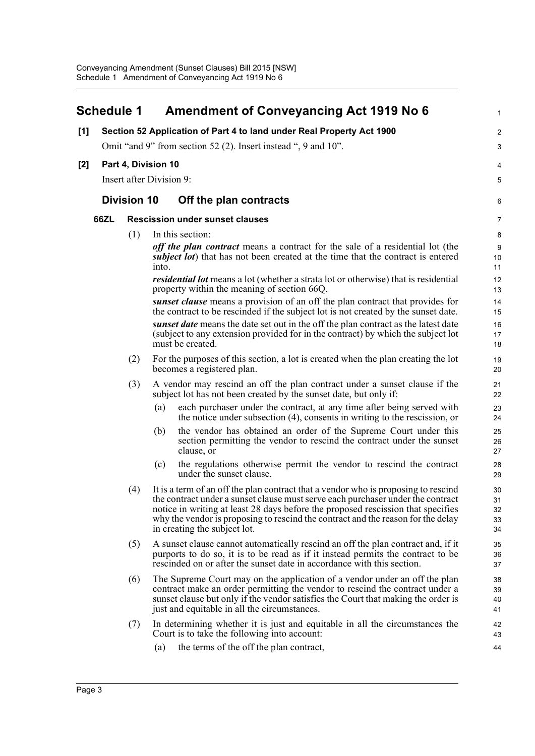## Schedule 1 Amendment of Conveyancing Act 1919 No 6

**[1] Section 52 Application of Part 4 to land under Real Property Act 1900**

Omit "and 9" from section 52 (2). Insert instead ", 9 and 10".

**[2] Part 4, Division 10**

Insert after Division 9:

### Division 10 Off the plan contracts

**66ZL Rescission under sunset clauses**

(1) In this section:

***off the plan contract*** means a contract for the sale of a residential lot (the ***subject lot***) that has not been created at the time that the contract is entered into.

***residential lot*** means a lot (whether a strata lot or otherwise) that is residential property within the meaning of section 66Q.

***sunset clause*** means a provision of an off the plan contract that provides for the contract to be rescinded if the subject lot is not created by the sunset date.

***sunset date*** means the date set out in the off the plan contract as the latest date (subject to any extension provided for in the contract) by which the subject lot must be created.

(2) For the purposes of this section, a lot is created when the plan creating the lot becomes a registered plan.

(3) A vendor may rescind an off the plan contract under a sunset clause if the subject lot has not been created by the sunset date, but only if:

(a) each purchaser under the contract, at any time after being served with the notice under subsection (4), consents in writing to the rescission, or

(b) the vendor has obtained an order of the Supreme Court under this section permitting the vendor to rescind the contract under the sunset clause, or

(c) the regulations otherwise permit the vendor to rescind the contract under the sunset clause.

(4) It is a term of an off the plan contract that a vendor who is proposing to rescind the contract under a sunset clause must serve each purchaser under the contract notice in writing at least 28 days before the proposed rescission that specifies why the vendor is proposing to rescind the contract and the reason for the delay in creating the subject lot.

(5) A sunset clause cannot automatically rescind an off the plan contract and, if it purports to do so, it is to be read as if it instead permits the contract to be rescinded on or after the sunset date in accordance with this section.

(6) The Supreme Court may on the application of a vendor under an off the plan contract make an order permitting the vendor to rescind the contract under a sunset clause but only if the vendor satisfies the Court that making the order is just and equitable in all the circumstances.

(7) In determining whether it is just and equitable in all the circumstances the Court is to take the following into account:

(a) the terms of the off the plan contract,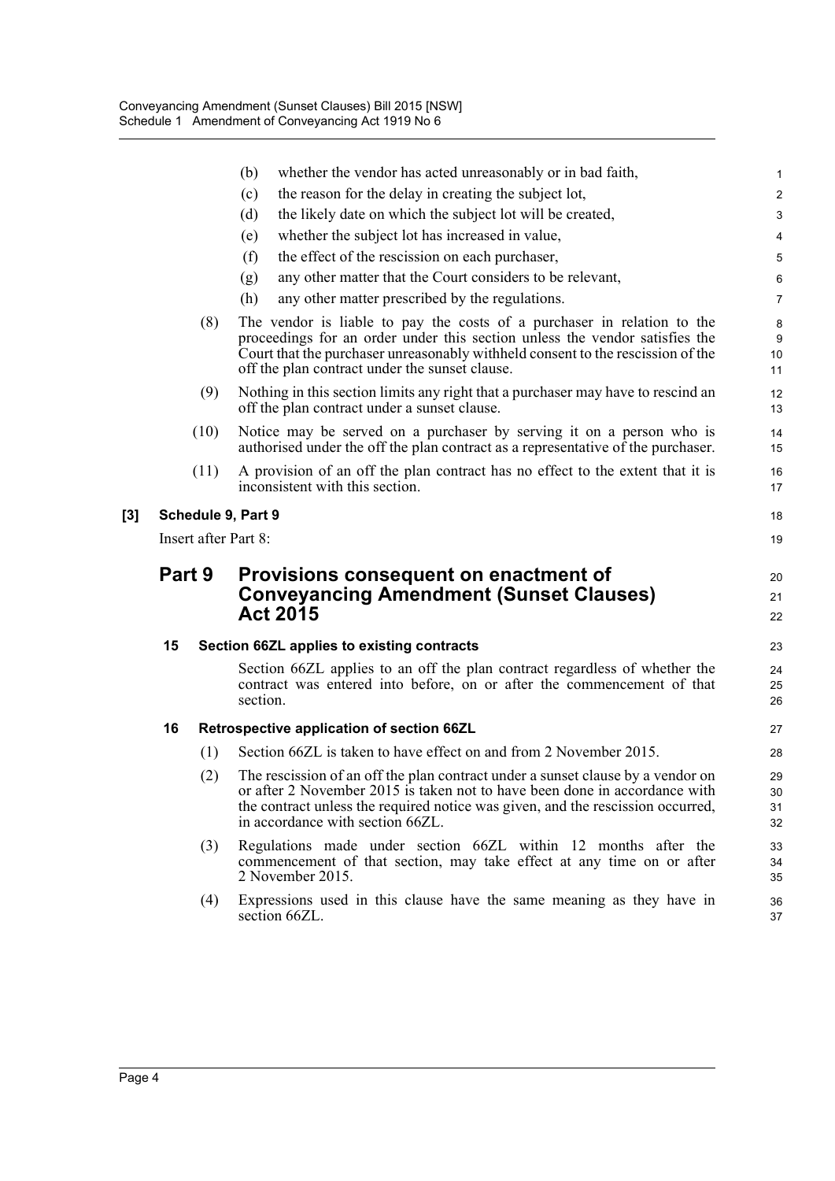(b) whether the vendor has acted unreasonably or in bad faith,

(c) the reason for the delay in creating the subject lot,

(d) the likely date on which the subject lot will be created,

(e) whether the subject lot has increased in value,

(f) the effect of the rescission on each purchaser,

(g) any other matter that the Court considers to be relevant,

(h) any other matter prescribed by the regulations.

(8) The vendor is liable to pay the costs of a purchaser in relation to the proceedings for an order under this section unless the vendor satisfies the Court that the purchaser unreasonably withheld consent to the rescission of the off the plan contract under the sunset clause.

(9) Nothing in this section limits any right that a purchaser may have to rescind an off the plan contract under a sunset clause.

(10) Notice may be served on a purchaser by serving it on a person who is authorised under the off the plan contract as a representative of the purchaser.

(11) A provision of an off the plan contract has no effect to the extent that it is inconsistent with this section.

**[3] Schedule 9, Part 9**

Insert after Part 8:

## Part 9 Provisions consequent on enactment of Conveyancing Amendment (Sunset Clauses) Act 2015

### 15 Section 66ZL applies to existing contracts

Section 66ZL applies to an off the plan contract regardless of whether the contract was entered into before, on or after the commencement of that section.

### 16 Retrospective application of section 66ZL

(1) Section 66ZL is taken to have effect on and from 2 November 2015.

(2) The rescission of an off the plan contract under a sunset clause by a vendor on or after 2 November 2015 is taken not to have been done in accordance with the contract unless the required notice was given, and the rescission occurred, in accordance with section 66ZL.

(3) Regulations made under section 66ZL within 12 months after the commencement of that section, may take effect at any time on or after 2 November 2015.

(4) Expressions used in this clause have the same meaning as they have in section 66ZL.